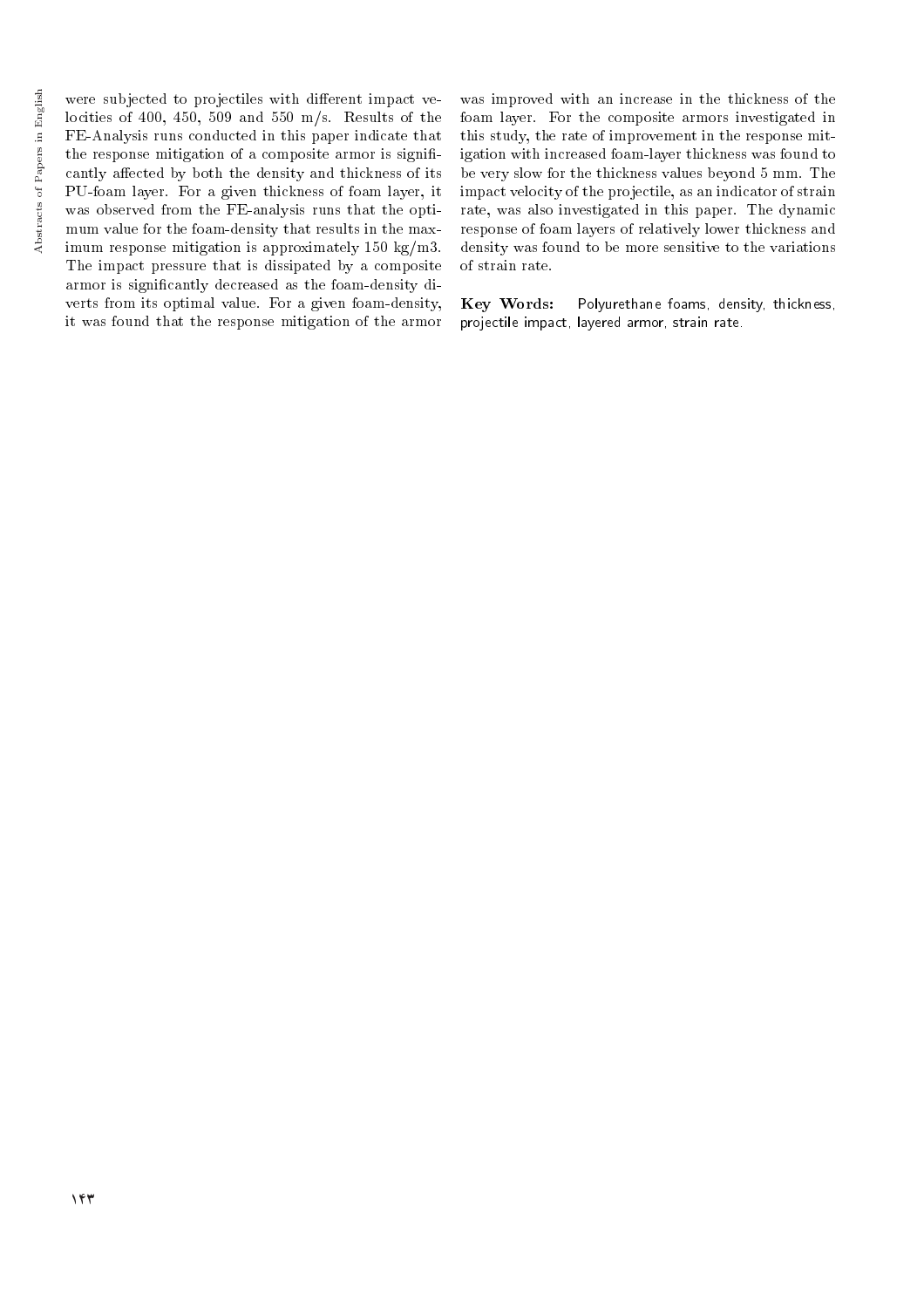were subjected to projectiles with different impact velocities of 400, 450, 509 and 550 m/s. Results of the FE-Analysis runs conducted in this paper indicate that the response mitigation of a composite armor is significantly affected by both the density and thickness of its PU-foam layer. For a given thickness of foam layer, it was observed from the FE-analysis runs that the optimum value for the foam-density that results in the maximum response mitigation is approximately 150 kg/m3. The impact pressure that is dissipated by a composite armor is significantly decreased as the foam-density diverts from its optimal value. For a given foam-density, it was found that the response mitigation of the armor was improved with an increase in the thickness of the foam layer. For the composite armors investigated in this study, the rate of improvement in the response mitigation with increased foam-layer thickness was found to be very slow for the thickness values beyond 5 mm. The impact velocity of the projectile, as an indicator of strain rate, was also investigated in this paper. The dynamic response of foam layers of relatively lower thickness and density was found to be more sensitive to the variations of strain rate.

**Key Words:** Polyurethane foams, density, thickness, projectile impact, layered armor, strain rate.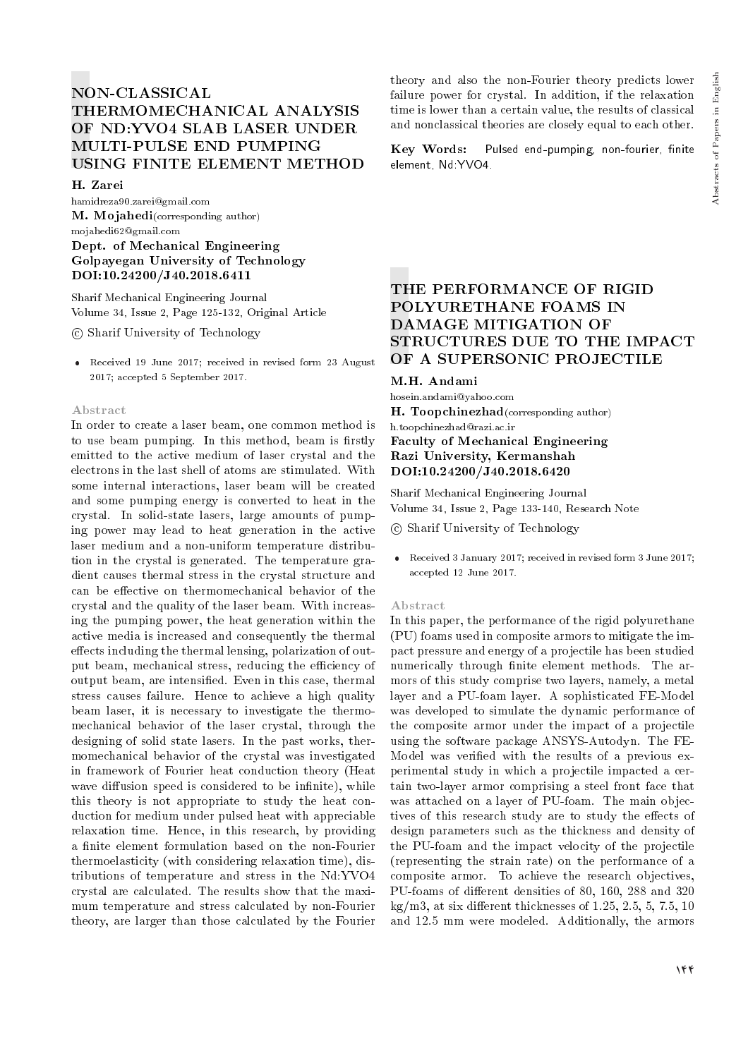# NON-CLASSICAL THERMOMECHANICAL ANALYSIS OF ND:YVO4 SLAB LASER UNDER MULTI-PULSE END PUMPING USING FINITE ELEMENT METHOD

**H. Zarei**
hamidreza90.zarei@gmail.com
**M. Mojahedi**(corresponding author)
mojahedi62@gmail.com
**Dept. of Mechanical Engineering**
**Golpayegan University of Technology**
**DOI:10.24200/J40.2018.6411**

Sharif Mechanical Engineering Journal
Volume 34, Issue 2, Page 125-132, Original Article

© Sharif University of Technology

- Received 19 June 2017; received in revised form 23 August 2017; accepted 5 September 2017.

### Abstract

In order to create a laser beam, one common method is to use beam pumping. In this method, beam is firstly emitted to the active medium of laser crystal and the electrons in the last shell of atoms are stimulated. With some internal interactions, laser beam will be created and some pumping energy is converted to heat in the crystal. In solid-state lasers, large amounts of pumping power may lead to heat generation in the active laser medium and a non-uniform temperature distribution in the crystal is generated. The temperature gradient causes thermal stress in the crystal structure and can be effective on thermomechanical behavior of the crystal and the quality of the laser beam. With increasing the pumping power, the heat generation within the active media is increased and consequently the thermal effects including the thermal lensing, polarization of output beam, mechanical stress, reducing the efficiency of output beam, are intensified. Even in this case, thermal stress causes failure. Hence to achieve a high quality beam laser, it is necessary to investigate the thermomechanical behavior of the laser crystal, through the designing of solid state lasers. In the past works, thermomechanical behavior of the crystal was investigated in framework of Fourier heat conduction theory (Heat wave diffusion speed is considered to be infinite), while this theory is not appropriate to study the heat conduction for medium under pulsed heat with appreciable relaxation time. Hence, in this research, by providing a finite element formulation based on the non-Fourier thermoelasticity (with considering relaxation time), distributions of temperature and stress in the Nd:YVO4 crystal are calculated. The results show that the maximum temperature and stress calculated by non-Fourier theory, are larger than those calculated by the Fourier theory and also the non-Fourier theory predicts lower failure power for crystal. In addition, if the relaxation time is lower than a certain value, the results of classical and nonclassical theories are closely equal to each other.

**Key Words:** Pulsed end-pumping, non-fourier, finite element, Nd:YVO4.

# THE PERFORMANCE OF RIGID POLYURETHANE FOAMS IN DAMAGE MITIGATION OF STRUCTURES DUE TO THE IMPACT OF A SUPERSONIC PROJECTILE

**M.H. Andami**
hosein.andami@yahoo.com
**H. Toopchinezhad**(corresponding author)
h.toopchinezhad@razi.ac.ir
**Faculty of Mechanical Engineering**
**Razi University, Kermanshah**
**DOI:10.24200/J40.2018.6420**

Sharif Mechanical Engineering Journal
Volume 34, Issue 2, Page 133-140, Research Note

© Sharif University of Technology

- Received 3 January 2017; received in revised form 3 June 2017; accepted 12 June 2017.

### Abstract

In this paper, the performance of the rigid polyurethane (PU) foams used in composite armors to mitigate the impact pressure and energy of a projectile has been studied numerically through finite element methods. The armors of this study comprise two layers, namely, a metal layer and a PU-foam layer. A sophisticated FE-Model was developed to simulate the dynamic performance of the composite armor under the impact of a projectile using the software package ANSYS-Autodyn. The FE-Model was verified with the results of a previous experimental study in which a projectile impacted a certain two-layer armor comprising a steel front face that was attached on a layer of PU-foam. The main objectives of this research study are to study the effects of design parameters such as the thickness and density of the PU-foam and the impact velocity of the projectile (representing the strain rate) on the performance of a composite armor. To achieve the research objectives, PU-foams of different densities of 80, 160, 288 and 320 kg/m3, at six different thicknesses of 1.25, 2.5, 5, 7.5, 10 and 12.5 mm were modeled. Additionally, the armors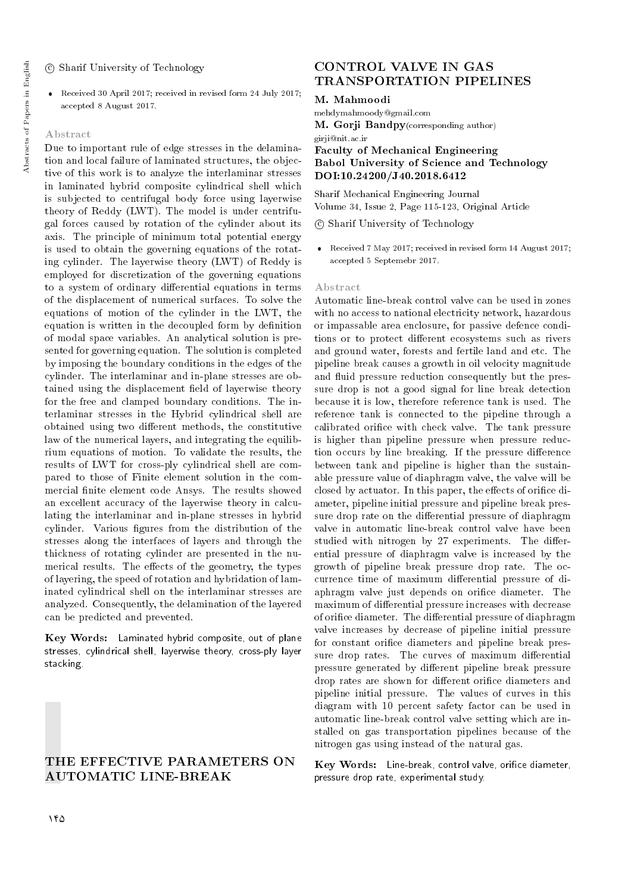© Sharif University of Technology

- Received 30 April 2017; received in revised form 24 July 2017; accepted 8 August 2017.

### Abstract

Due to important rule of edge stresses in the delamination and local failure of laminated structures, the objective of this work is to analyze the interlaminar stresses in laminated hybrid composite cylindrical shell which is subjected to centrifugal body force using layerwise theory of Reddy (LWT). The model is under centrifugal forces caused by rotation of the cylinder about its axis. The principle of minimum total potential energy is used to obtain the governing equations of the rotating cylinder. The layerwise theory (LWT) of Reddy is employed for discretization of the governing equations to a system of ordinary differential equations in terms of the displacement of numerical surfaces. To solve the equations of motion of the cylinder in the LWT, the equation is written in the decoupled form by definition of modal space variables. An analytical solution is presented for governing equation. The solution is completed by imposing the boundary conditions in the edges of the cylinder. The interlaminar and in-plane stresses are obtained using the displacement field of layerwise theory for the free and clamped boundary conditions. The interlaminar stresses in the Hybrid cylindrical shell are obtained using two different methods, the constitutive law of the numerical layers, and integrating the equilibrium equations of motion. To validate the results, the results of LWT for cross-ply cylindrical shell are compared to those of Finite element solution in the commercial finite element code Ansys. The results showed an excellent accuracy of the layerwise theory in calculating the interlaminar and in-plane stresses in hybrid cylinder. Various figures from the distribution of the stresses along the interfaces of layers and through the thickness of rotating cylinder are presented in the numerical results. The effects of the geometry, the types of layering, the speed of rotation and hybridation of laminated cylindrical shell on the interlaminar stresses are analyzed. Consequently, the delamination of the layered can be predicted and prevented.

**Key Words:** Laminated hybrid composite, out of plane stresses, cylindrical shell, layerwise theory, cross-ply layer stacking.

## THE EFFECTIVE PARAMETERS ON AUTOMATIC LINE-BREAK CONTROL VALVE IN GAS TRANSPORTATION PIPELINES

**M. Mahmoodi**

mehdymahmoody@gmail.com

**M. Gorji Bandpy** (corresponding author)

girji@nit.ac.ir

**Faculty of Mechanical Engineering**
**Babol University of Science and Technology**
**DOI:10.24200/J40.2018.6412**

Sharif Mechanical Engineering Journal
Volume 34, Issue 2, Page 115-123, Original Article

© Sharif University of Technology

- Received 7 May 2017; received in revised form 14 August 2017; accepted 5 Septemebr 2017.

### Abstract

Automatic line-break control valve can be used in zones with no access to national electricity network, hazardous or impassable area enclosure, for passive defence conditions or to protect different ecosystems such as rivers and ground water, forests and fertile land and etc. The pipeline break causes a growth in oil velocity magnitude and fluid pressure reduction consequently but the pressure drop is not a good signal for line break detection because it is low, therefore reference tank is used. The reference tank is connected to the pipeline through a calibrated orifice with check valve. The tank pressure is higher than pipeline pressure when pressure reduction occurs by line breaking. If the pressure difference between tank and pipeline is higher than the sustainable pressure value of diaphragm valve, the valve will be closed by actuator. In this paper, the effects of orifice diameter, pipeline initial pressure and pipeline break pressure drop rate on the differential pressure of diaphragm valve in automatic line-break control valve have been studied with nitrogen by 27 experiments. The differential pressure of diaphragm valve is increased by the growth of pipeline break pressure drop rate. The occurrence time of maximum differential pressure of diaphragm valve just depends on orifice diameter. The maximum of differential pressure increases with decrease of orifice diameter. The differential pressure of diaphragm valve increases by decrease of pipeline initial pressure for constant orifice diameters and pipeline break pressure drop rates. The curves of maximum differential pressure generated by different pipeline break pressure drop rates are shown for different orifice diameters and pipeline initial pressure. The values of curves in this diagram with 10 percent safety factor can be used in automatic line-break control valve setting which are installed on gas transportation pipelines because of the nitrogen gas using instead of the natural gas.

**Key Words:** Line-break, control valve, orifice diameter, pressure drop rate, experimental study.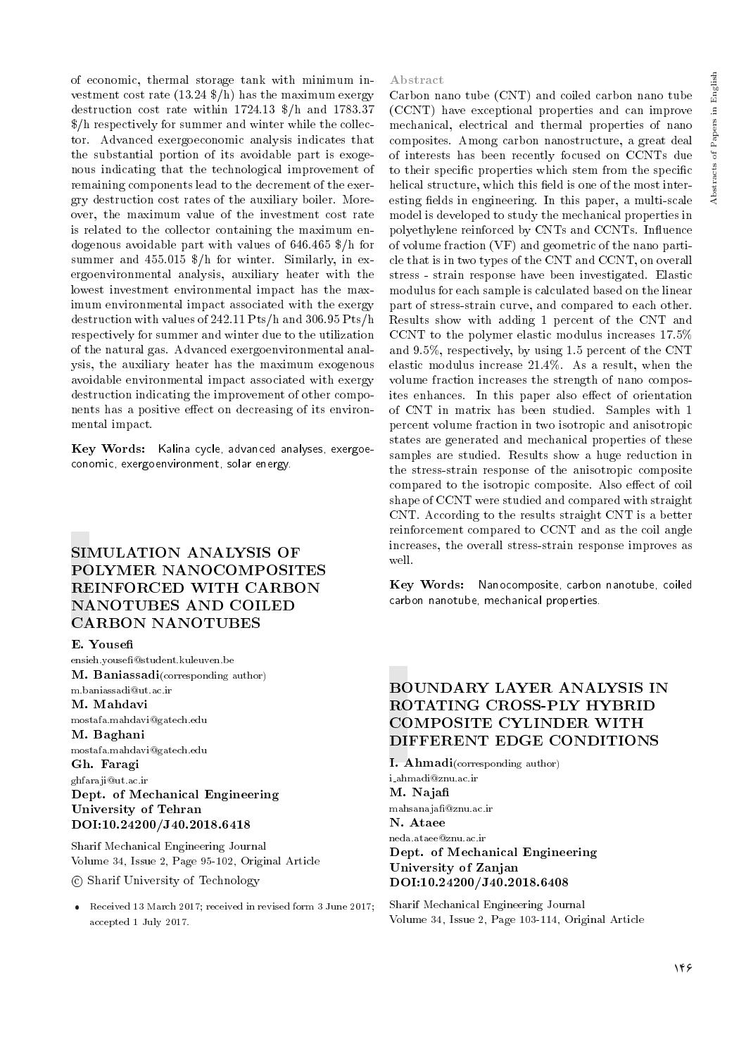of economic, thermal storage tank with minimum investment cost rate (13.24 $/h) has the maximum exergy destruction cost rate within 1724.13 $/h and 1783.37 $/h respectively for summer and winter while the collector. Advanced exergoeconomic analysis indicates that the substantial portion of its avoidable part is exogenous indicating that the technological improvement of remaining components lead to the decrement of the exergy destruction cost rates of the auxiliary boiler. Moreover, the maximum value of the investment cost rate is related to the collector containing the maximum endogenous avoidable part with values of 646.465 $/h for summer and 455.015 $/h for winter. Similarly, in exergoenvironmental analysis, auxiliary heater with the lowest investment environmental impact has the maximum environmental impact associated with the exergy destruction with values of 242.11 Pts/h and 306.95 Pts/h respectively for summer and winter due to the utilization of the natural gas. Advanced exergoenvironmental analysis, the auxiliary heater has the maximum exogenous avoidable environmental impact associated with exergy destruction indicating the improvement of other components has a positive effect on decreasing of its environmental impact.

**Key Words:** Kalina cycle, advanced analyses, exergoeconomic, exergoenvironment, solar energy.

## SIMULATION ANALYSIS OF POLYMER NANOCOMPOSITES REINFORCED WITH CARBON NANOTUBES AND COILED CARBON NANOTUBES

**E. Yousefi**
ensieh.yousefi@student.kuleuven.be
**M. Baniassadi**(corresponding author)
m.baniassadi@ut.ac.ir
**M. Mahdavi**
mostafa.mahdavi@gatech.edu
**M. Baghani**
mostafa.mahdavi@gatech.edu
**Gh. Faragi**
ghfaraji@ut.ac.ir
**Dept. of Mechanical Engineering**
**University of Tehran**
**DOI:10.24200/J40.2018.6418**

Sharif Mechanical Engineering Journal
Volume 34, Issue 2, Page 95-102, Original Article

© Sharif University of Technology

- Received 13 March 2017; received in revised form 3 June 2017; accepted 1 July 2017.

### Abstract

Carbon nano tube (CNT) and coiled carbon nano tube (CCNT) have exceptional properties and can improve mechanical, electrical and thermal properties of nano composites. Among carbon nanostructure, a great deal of interests has been recently focused on CCNTs due to their specific properties which stem from the specific helical structure, which this field is one of the most interesting fields in engineering. In this paper, a multi-scale model is developed to study the mechanical properties in polyethylene reinforced by CNTs and CCNTs. Influence of volume fraction (VF) and geometric of the nano particle that is in two types of the CNT and CCNT, on overall stress - strain response have been investigated. Elastic modulus for each sample is calculated based on the linear part of stress-strain curve, and compared to each other. Results show with adding 1 percent of the CNT and CCNT to the polymer elastic modulus increases 17.5% and 9.5%, respectively, by using 1.5 percent of the CNT elastic modulus increase 21.4%. As a result, when the volume fraction increases the strength of nano composites enhances. In this paper also effect of orientation of CNT in matrix has been studied. Samples with 1 percent volume fraction in two isotropic and anisotropic states are generated and mechanical properties of these samples are studied. Results show a huge reduction in the stress-strain response of the anisotropic composite compared to the isotropic composite. Also effect of coil shape of CCNT were studied and compared with straight CNT. According to the results straight CNT is a better reinforcement compared to CCNT and as the coil angle increases, the overall stress-strain response improves as well.

**Key Words:** Nanocomposite, carbon nanotube, coiled carbon nanotube, mechanical properties.

## BOUNDARY LAYER ANALYSIS IN ROTATING CROSS-PLY HYBRID COMPOSITE CYLINDER WITH DIFFERENT EDGE CONDITIONS

**I. Ahmadi**(corresponding author)
i_ahmadi@znu.ac.ir
**M. Najafi**
mahsanajafi@znu.ac.ir
**N. Ataee**
neda.ataee@znu.ac.ir
**Dept. of Mechanical Engineering**
**University of Zanjan**
**DOI:10.24200/J40.2018.6408**

Sharif Mechanical Engineering Journal
Volume 34, Issue 2, Page 103-114, Original Article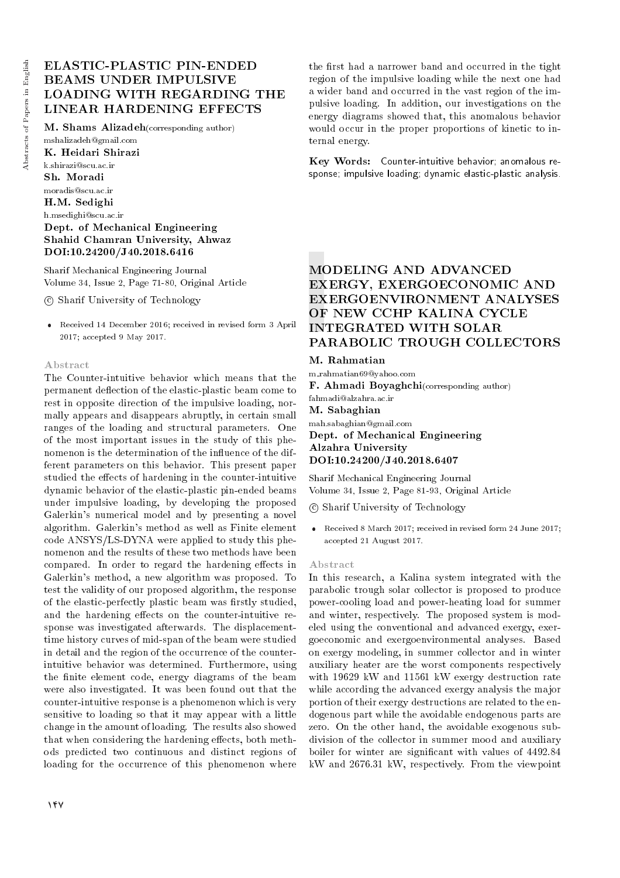# ELASTIC-PLASTIC PIN-ENDED BEAMS UNDER IMPULSIVE LOADING WITH REGARDING THE LINEAR HARDENING EFFECTS

**M. Shams Alizadeh**(corresponding author)
mshalizadeh@gmail.com
**K. Heidari Shirazi**
k.shirazi@scu.ac.ir
**Sh. Moradi**
moradis@scu.ac.ir
**H.M. Sedighi**
h.msedighi@scu.ac.ir
**Dept. of Mechanical Engineering**
**Shahid Chamran University, Ahwaz**
**DOI:10.24200/J40.2018.6416**

Sharif Mechanical Engineering Journal
Volume 34, Issue 2, Page 71-80, Original Article

© Sharif University of Technology

- Received 14 December 2016; received in revised form 3 April 2017; accepted 9 May 2017.

## Abstract

The Counter-intuitive behavior which means that the permanent deflection of the elastic-plastic beam come to rest in opposite direction of the impulsive loading, normally appears and disappears abruptly, in certain small ranges of the loading and structural parameters. One of the most important issues in the study of this phenomenon is the determination of the influence of the different parameters on this behavior. This present paper studied the effects of hardening in the counter-intuitive dynamic behavior of the elastic-plastic pin-ended beams under impulsive loading, by developing the proposed Galerkin's numerical model and by presenting a novel algorithm. Galerkin's method as well as Finite element code ANSYS/LS-DYNA were applied to study this phenomenon and the results of these two methods have been compared. In order to regard the hardening effects in Galerkin's method, a new algorithm was proposed. To test the validity of our proposed algorithm, the response of the elastic-perfectly plastic beam was firstly studied, and the hardening effects on the counter-intuitive response was investigated afterwards. The displacement-time history curves of mid-span of the beam were studied in detail and the region of the occurrence of the counter-intuitive behavior was determined. Furthermore, using the finite element code, energy diagrams of the beam were also investigated. It was been found out that the counter-intuitive response is a phenomenon which is very sensitive to loading so that it may appear with a little change in the amount of loading. The results also showed that when considering the hardening effects, both methods predicted two continuous and distinct regions of loading for the occurrence of this phenomenon where the first had a narrower band and occurred in the tight region of the impulsive loading while the next one had a wider band and occurred in the vast region of the impulsive loading. In addition, our investigations on the energy diagrams showed that, this anomalous behavior would occur in the proper proportions of kinetic to internal energy.

**Key Words:** Counter-intuitive behavior; anomalous response; impulsive loading; dynamic elastic-plastic analysis.

# MODELING AND ADVANCED EXERGY, EXERGOECONOMIC AND EXERGOENVIRONMENT ANALYSES OF NEW CCHP KALINA CYCLE INTEGRATED WITH SOLAR PARABOLIC TROUGH COLLECTORS

**M. Rahmatian**
m_rahmatian69@yahoo.com
**F. Ahmadi Boyaghchi**(corresponding author)
fahmadi@alzahra.ac.ir
**M. Sabaghian**
mah.sabaghian@gmail.com
**Dept. of Mechanical Engineering**
**Alzahra University**
**DOI:10.24200/J40.2018.6407**

Sharif Mechanical Engineering Journal
Volume 34, Issue 2, Page 81-93, Original Article

© Sharif University of Technology

- Received 8 March 2017; received in revised form 24 June 2017; accepted 21 August 2017.

## Abstract

In this research, a Kalina system integrated with the parabolic trough solar collector is proposed to produce power-cooling load and power-heating load for summer and winter, respectively. The proposed system is modeled using the conventional and advanced exergy, exergoeconomic and exergoenvironmental analyses. Based on exergy modeling, in summer collector and in winter auxiliary heater are the worst components respectively with 19629 kW and 11561 kW exergy destruction rate while according the advanced exergy analysis the major portion of their exergy destructions are related to the endogenous part while the avoidable endogenous parts are zero. On the other hand, the avoidable exogenous subdivision of the collector in summer mood and auxiliary boiler for winter are significant with values of 4492.84 kW and 2676.31 kW, respectively. From the viewpoint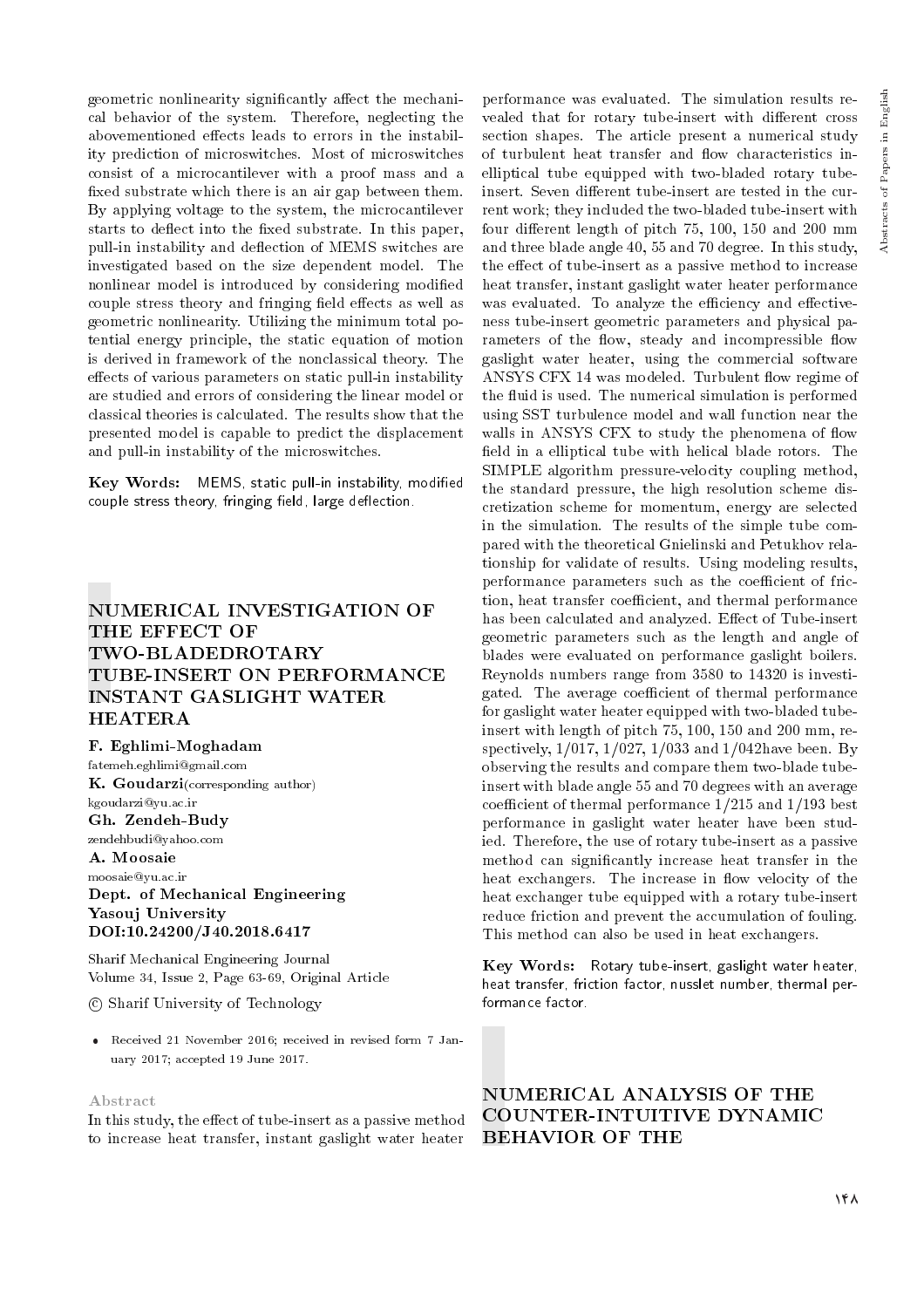geometric nonlinearity significantly affect the mechanical behavior of the system. Therefore, neglecting the abovementioned effects leads to errors in the instability prediction of microswitches. Most of microswitches consist of a microcantilever with a proof mass and a fixed substrate which there is an air gap between them. By applying voltage to the system, the microcantilever starts to deflect into the fixed substrate. In this paper, pull-in instability and deflection of MEMS switches are investigated based on the size dependent model. The nonlinear model is introduced by considering modified couple stress theory and fringing field effects as well as geometric nonlinearity. Utilizing the minimum total potential energy principle, the static equation of motion is derived in framework of the nonclassical theory. The effects of various parameters on static pull-in instability are studied and errors of considering the linear model or classical theories is calculated. The results show that the presented model is capable to predict the displacement and pull-in instability of the microswitches.

**Key Words:** MEMS, static pull-in instability, modified couple stress theory, fringing field, large deflection.

## NUMERICAL INVESTIGATION OF THE EFFECT OF TWO-BLADEDROTARY TUBE-INSERT ON PERFORMANCE INSTANT GASLIGHT WATER HEATERA

**F. Eghlimi-Moghadam**
fatemeh.eghlimi@gmail.com
**K. Goudarzi**(corresponding author)
kgoudarzi@yu.ac.ir
**Gh. Zendeh-Budy**
zendehbudi@yahoo.com
**A. Moosaie**
moosaie@yu.ac.ir
**Dept. of Mechanical Engineering**
**Yasouj University**
**DOI:10.24200/J40.2018.6417**

Sharif Mechanical Engineering Journal
Volume 34, Issue 2, Page 63-69, Original Article

© Sharif University of Technology

- Received 21 November 2016; received in revised form 7 January 2017; accepted 19 June 2017.

### Abstract

In this study, the effect of tube-insert as a passive method to increase heat transfer, instant gaslight water heater performance was evaluated. The simulation results revealed that for rotary tube-insert with different cross section shapes. The article present a numerical study of turbulent heat transfer and flow characteristics inelliptical tube equipped with two-bladed rotary tube-insert. Seven different tube-insert are tested in the current work; they included the two-bladed tube-insert with four different length of pitch 75, 100, 150 and 200 mm and three blade angle 40, 55 and 70 degree. In this study, the effect of tube-insert as a passive method to increase heat transfer, instant gaslight water heater performance was evaluated. To analyze the efficiency and effectiveness tube-insert geometric parameters and physical parameters of the flow, steady and incompressible flow gaslight water heater, using the commercial software ANSYS CFX 14 was modeled. Turbulent flow regime of the fluid is used. The numerical simulation is performed using SST turbulence model and wall function near the walls in ANSYS CFX to study the phenomena of flow field in a elliptical tube with helical blade rotors. The SIMPLE algorithm pressure-velocity coupling method, the standard pressure, the high resolution scheme discretization scheme for momentum, energy are selected in the simulation. The results of the simple tube compared with the theoretical Gnielinski and Petukhov relationship for validate of results. Using modeling results, performance parameters such as the coefficient of friction, heat transfer coefficient, and thermal performance has been calculated and analyzed. Effect of Tube-insert geometric parameters such as the length and angle of blades were evaluated on performance gaslight boilers. Reynolds numbers range from 3580 to 14320 is investigated. The average coefficient of thermal performance for gaslight water heater equipped with two-bladed tube-insert with length of pitch 75, 100, 150 and 200 mm, respectively, 1/017, 1/027, 1/033 and 1/042have been. By observing the results and compare them two-blade tube-insert with blade angle 55 and 70 degrees with an average coefficient of thermal performance 1/215 and 1/193 best performance in gaslight water heater have been studied. Therefore, the use of rotary tube-insert as a passive method can significantly increase heat transfer in the heat exchangers. The increase in flow velocity of the heat exchanger tube equipped with a rotary tube-insert reduce friction and prevent the accumulation of fouling. This method can also be used in heat exchangers.

**Key Words:** Rotary tube-insert, gaslight water heater, heat transfer, friction factor, nusslet number, thermal performance factor.

## NUMERICAL ANALYSIS OF THE COUNTER-INTUITIVE DYNAMIC BEHAVIOR OF THE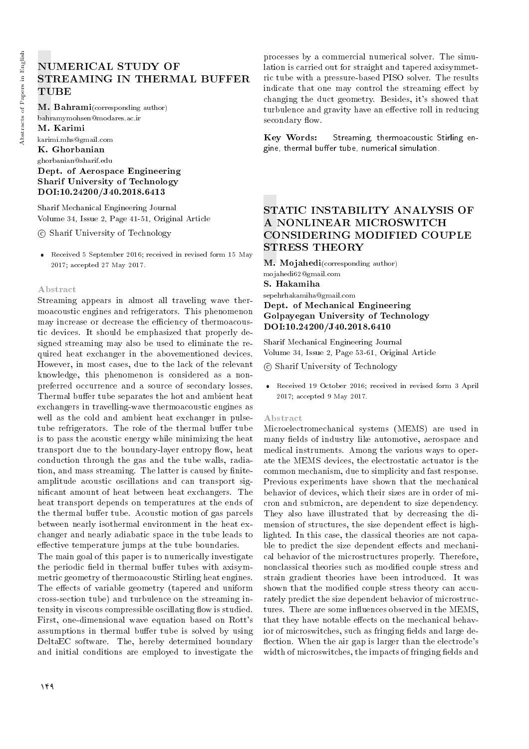# NUMERICAL STUDY OF STREAMING IN THERMAL BUFFER TUBE

**M. Bahrami**(corresponding author)
bahramymohsen@modares.ac.ir
**M. Karimi**
karimi.mhs@gmail.com
**K. Ghorbanian**
ghorbanian@sharif.edu
**Dept. of Aerospace Engineering**
**Sharif University of Technology**
**DOI:10.24200/J40.2018.6413**

Sharif Mechanical Engineering Journal
Volume 34, Issue 2, Page 41-51, Original Article
© Sharif University of Technology

- Received 5 September 2016; received in revised form 15 May 2017; accepted 27 May 2017.

### Abstract

Streaming appears in almost all traveling wave thermoacoustic engines and refrigerators. This phenomenon may increase or decrease the efficiency of thermoacoustic devices. It should be emphasized that properly designed streaming may also be used to eliminate the required heat exchanger in the abovementioned devices. However, in most cases, due to the lack of the relevant knowledge, this phenomenon is considered as a non-preferred occurrence and a source of secondary losses. Thermal buffer tube separates the hot and ambient heat exchangers in travelling-wave thermoacoustic engines as well as the cold and ambient heat exchanger in pulse-tube refrigerators. The role of the thermal buffer tube is to pass the acoustic energy while minimizing the heat transport due to the boundary-layer entropy flow, heat conduction through the gas and the tube walls, radiation, and mass streaming. The latter is caused by finite-amplitude acoustic oscillations and can transport significant amount of heat between heat exchangers. The heat transport depends on temperatures at the ends of the thermal buffer tube. Acoustic motion of gas parcels between nearly isothermal environment in the heat exchanger and nearly adiabatic space in the tube leads to effective temperature jumps at the tube boundaries.

The main goal of this paper is to numerically investigate the periodic field in thermal buffer tubes with axisymmetric geometry of thermoacoustic Stirling heat engines. The effects of variable geometry (tapered and uniform cross-section tube) and turbulence on the streaming intensity in viscous compressible oscillating flow is studied. First, one-dimensional wave equation based on Rott's assumptions in thermal buffer tube is solved by using DeltaEC software. The, hereby determined boundary and initial conditions are employed to investigate the processes by a commercial numerical solver. The simulation is carried out for straight and tapered axisymmetric tube with a pressure-based PISO solver. The results indicate that one may control the streaming effect by changing the duct geometry. Besides, it's showed that turbulence and gravity have an effective roll in reducing secondary flow.

**Key Words:** Streaming, thermoacoustic Stirling engine, thermal buffer tube, numerical simulation.

# STATIC INSTABILITY ANALYSIS OF A NONLINEAR MICROSWITCH CONSIDERING MODIFIED COUPLE STRESS THEORY

**M. Mojahedi**(corresponding author)
mojahedi62@gmail.com
**S. Hakamiha**
sepehrhakamiha@gmail.com
**Dept. of Mechanical Engineering**
**Golpayegan University of Technology**
**DOI:10.24200/J40.2018.6410**

Sharif Mechanical Engineering Journal
Volume 34, Issue 2, Page 53-61, Original Article
© Sharif University of Technology

- Received 19 October 2016; received in revised form 3 April 2017; accepted 9 May 2017.

### Abstract

Microelectromechanical systems (MEMS) are used in many fields of industry like automotive, aerospace and medical instruments. Among the various ways to operate the MEMS devices, the electrostatic actuator is the common mechanism, due to simplicity and fast response. Previous experiments have shown that the mechanical behavior of devices, which their sizes are in order of micron and submicron, are dependent to size dependency. They also have illustrated that by decreasing the dimension of structures, the size dependent effect is highlighted. In this case, the classical theories are not capable to predict the size dependent effects and mechanical behavior of the microstructures properly. Therefore, nonclassical theories such as modified couple stress and strain gradient theories have been introduced. It was shown that the modified couple stress theory can accurately predict the size dependent behavior of microstructures. There are some influences observed in the MEMS, that they have notable effects on the mechanical behavior of microswitches, such as fringing fields and large deflection. When the air gap is larger than the electrode's width of microswitches, the impacts of fringing fields and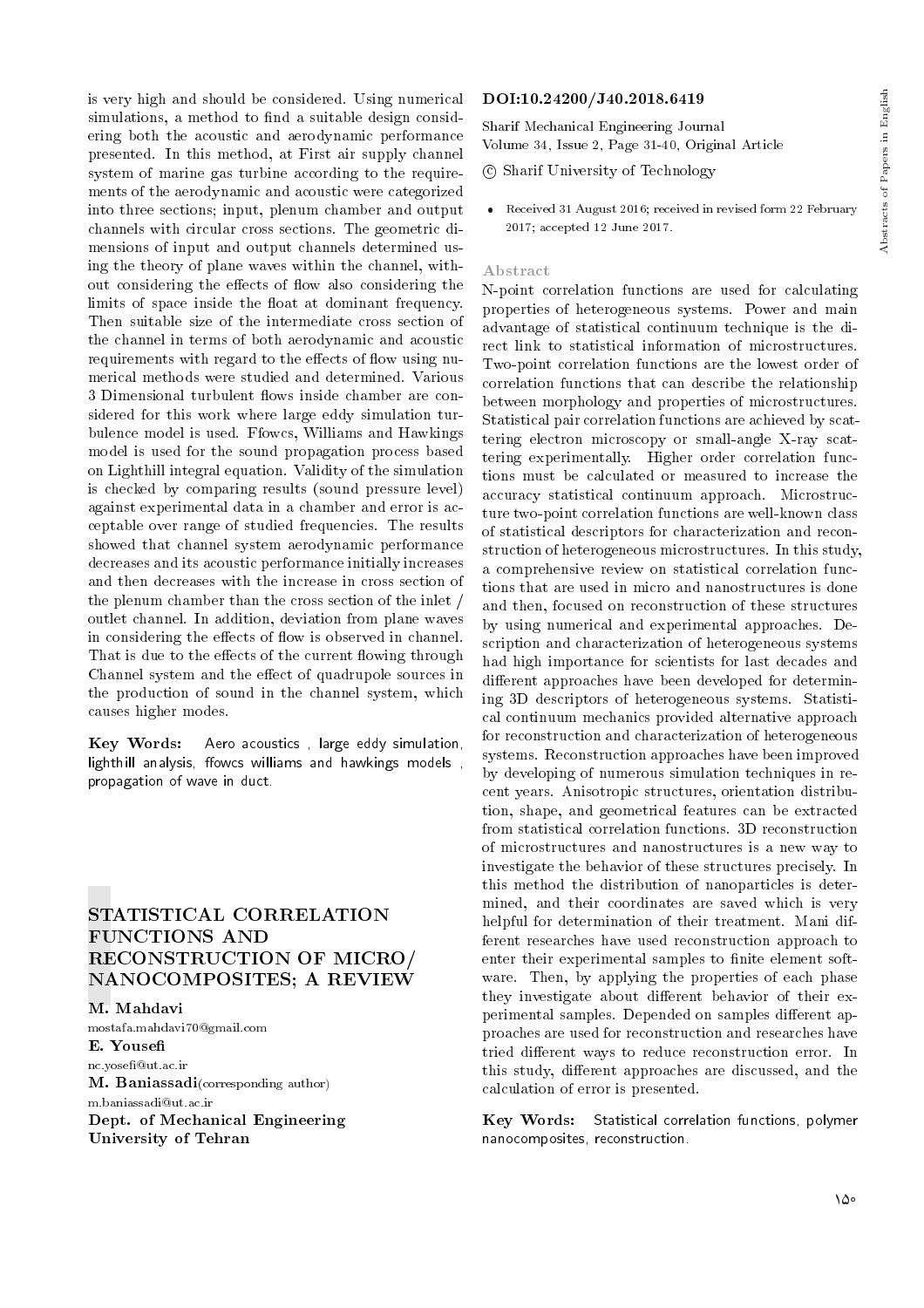is very high and should be considered. Using numerical simulations, a method to find a suitable design considering both the acoustic and aerodynamic performance presented. In this method, at First air supply channel system of marine gas turbine according to the requirements of the aerodynamic and acoustic were categorized into three sections; input, plenum chamber and output channels with circular cross sections. The geometric dimensions of input and output channels determined using the theory of plane waves within the channel, without considering the effects of flow also considering the limits of space inside the float at dominant frequency. Then suitable size of the intermediate cross section of the channel in terms of both aerodynamic and acoustic requirements with regard to the effects of flow using numerical methods were studied and determined. Various 3 Dimensional turbulent flows inside chamber are considered for this work where large eddy simulation turbulence model is used. Ffowcs, Williams and Hawkings model is used for the sound propagation process based on Lighthill integral equation. Validity of the simulation is checked by comparing results (sound pressure level) against experimental data in a chamber and error is acceptable over range of studied frequencies. The results showed that channel system aerodynamic performance decreases and its acoustic performance initially increases and then decreases with the increase in cross section of the plenum chamber than the cross section of the inlet / outlet channel. In addition, deviation from plane waves in considering the effects of flow is observed in channel. That is due to the effects of the current flowing through Channel system and the effect of quadrupole sources in the production of sound in the channel system, which causes higher modes.

**Key Words:** Aero acoustics , large eddy simulation, lighthill analysis, ffowcs williams and hawkings models , propagation of wave in duct.

## STATISTICAL CORRELATION FUNCTIONS AND RECONSTRUCTION OF MICRO/ NANOCOMPOSITES; A REVIEW

**M. Mahdavi**
mostafa.mahdavi70@gmail.com
**E. Yousefi**
nc.yosefi@ut.ac.ir
**M. Baniassadi**(corresponding author)
m.baniassadi@ut.ac.ir
**Dept. of Mechanical Engineering**
**University of Tehran**

**DOI:10.24200/J40.2018.6419**

Sharif Mechanical Engineering Journal
Volume 34, Issue 2, Page 31-40, Original Article

© Sharif University of Technology

- Received 31 August 2016; received in revised form 22 February 2017; accepted 12 June 2017.

### Abstract

N-point correlation functions are used for calculating properties of heterogeneous systems. Power and main advantage of statistical continuum technique is the direct link to statistical information of microstructures. Two-point correlation functions are the lowest order of correlation functions that can describe the relationship between morphology and properties of microstructures. Statistical pair correlation functions are achieved by scattering electron microscopy or small-angle X-ray scattering experimentally. Higher order correlation functions must be calculated or measured to increase the accuracy statistical continuum approach. Microstructure two-point correlation functions are well-known class of statistical descriptors for characterization and reconstruction of heterogeneous microstructures. In this study, a comprehensive review on statistical correlation functions that are used in micro and nanostructures is done and then, focused on reconstruction of these structures by using numerical and experimental approaches. Description and characterization of heterogeneous systems had high importance for scientists for last decades and different approaches have been developed for determining 3D descriptors of heterogeneous systems. Statistical continuum mechanics provided alternative approach for reconstruction and characterization of heterogeneous systems. Reconstruction approaches have been improved by developing of numerous simulation techniques in recent years. Anisotropic structures, orientation distribution, shape, and geometrical features can be extracted from statistical correlation functions. 3D reconstruction of microstructures and nanostructures is a new way to investigate the behavior of these structures precisely. In this method the distribution of nanoparticles is determined, and their coordinates are saved which is very helpful for determination of their treatment. Mani different researches have used reconstruction approach to enter their experimental samples to finite element software. Then, by applying the properties of each phase they investigate about different behavior of their experimental samples. Depended on samples different approaches are used for reconstruction and researches have tried different ways to reduce reconstruction error. In this study, different approaches are discussed, and the calculation of error is presented.

**Key Words:** Statistical correlation functions, polymer nanocomposites, reconstruction.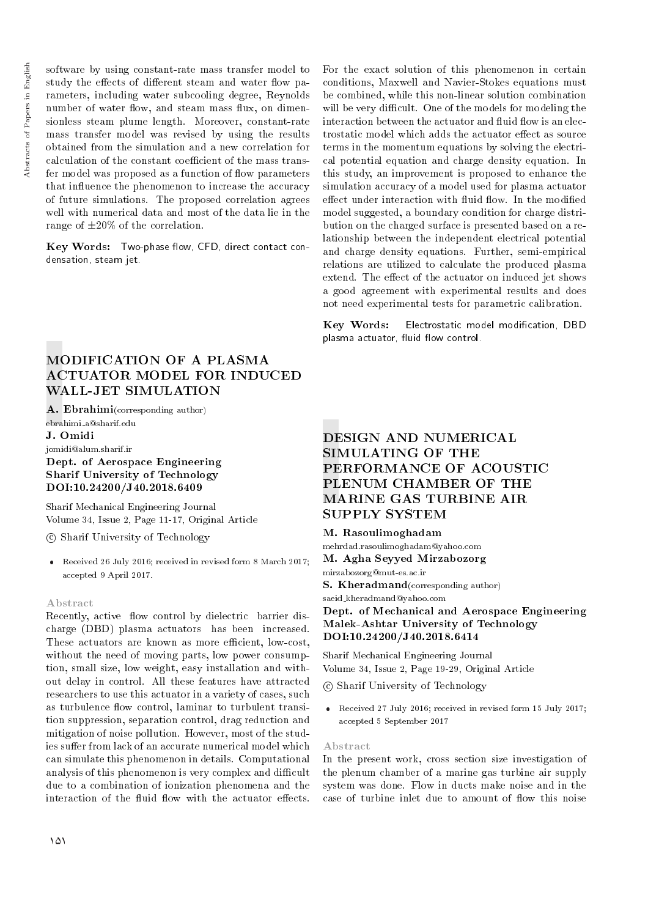software by using constant-rate mass transfer model to study the effects of different steam and water flow parameters, including water subcooling degree, Reynolds number of water flow, and steam mass flux, on dimensionless steam plume length. Moreover, constant-rate mass transfer model was revised by using the results obtained from the simulation and a new correlation for calculation of the constant coefficient of the mass transfer model was proposed as a function of flow parameters that influence the phenomenon to increase the accuracy of future simulations. The proposed correlation agrees well with numerical data and most of the data lie in the range of $\pm 20\%$ of the correlation.

**Key Words:** Two-phase flow, CFD, direct contact condensation, steam jet.

## MODIFICATION OF A PLASMA ACTUATOR MODEL FOR INDUCED WALL-JET SIMULATION

**A. Ebrahimi**(corresponding author)
ebrahimi_a@sharif.edu
**J. Omidi**
jomidi@alum.sharif.ir
**Dept. of Aerospace Engineering**
**Sharif University of Technology**
**DOI:10.24200/J40.2018.6409**

Sharif Mechanical Engineering Journal
Volume 34, Issue 2, Page 11-17, Original Article

© Sharif University of Technology

- Received 26 July 2016; received in revised form 8 March 2017; accepted 9 April 2017.

### Abstract

Recently, active flow control by dielectric barrier discharge (DBD) plasma actuators has been increased. These actuators are known as more efficient, low-cost, without the need of moving parts, low power consumption, small size, low weight, easy installation and without delay in control. All these features have attracted researchers to use this actuator in a variety of cases, such as turbulence flow control, laminar to turbulent transition suppression, separation control, drag reduction and mitigation of noise pollution. However, most of the studies suffer from lack of an accurate numerical model which can simulate this phenomenon in details. Computational analysis of this phenomenon is very complex and difficult due to a combination of ionization phenomena and the interaction of the fluid flow with the actuator effects. For the exact solution of this phenomenon in certain conditions, Maxwell and Navier-Stokes equations must be combined, while this non-linear solution combination will be very difficult. One of the models for modeling the interaction between the actuator and fluid flow is an electrostatic model which adds the actuator effect as source terms in the momentum equations by solving the electrical potential equation and charge density equation. In this study, an improvement is proposed to enhance the simulation accuracy of a model used for plasma actuator effect under interaction with fluid flow. In the modified model suggested, a boundary condition for charge distribution on the charged surface is presented based on a relationship between the independent electrical potential and charge density equations. Further, semi-empirical relations are utilized to calculate the produced plasma extend. The effect of the actuator on induced jet shows a good agreement with experimental results and does not need experimental tests for parametric calibration.

**Key Words:** Electrostatic model modification, DBD plasma actuator, fluid flow control.

## DESIGN AND NUMERICAL SIMULATING OF THE PERFORMANCE OF ACOUSTIC PLENUM CHAMBER OF THE MARINE GAS TURBINE AIR SUPPLY SYSTEM

**M. Rasoulimoghadam**
mehrdad.rasoulimoghadam@yahoo.com
**M. Agha Seyyed Mirzabozorg**
mirzabozorg@mut-es.ac.ir
**S. Kheradmand**(corresponding author)
saeid_kheradmand@yahoo.com
**Dept. of Mechanical and Aerospace Engineering**
**Malek-Ashtar University of Technology**
**DOI:10.24200/J40.2018.6414**

Sharif Mechanical Engineering Journal
Volume 34, Issue 2, Page 19-29, Original Article

© Sharif University of Technology

- Received 27 July 2016; received in revised form 15 July 2017; accepted 5 September 2017

### Abstract

In the present work, cross section size investigation of the plenum chamber of a marine gas turbine air supply system was done. Flow in ducts make noise and in the case of turbine inlet due to amount of flow this noise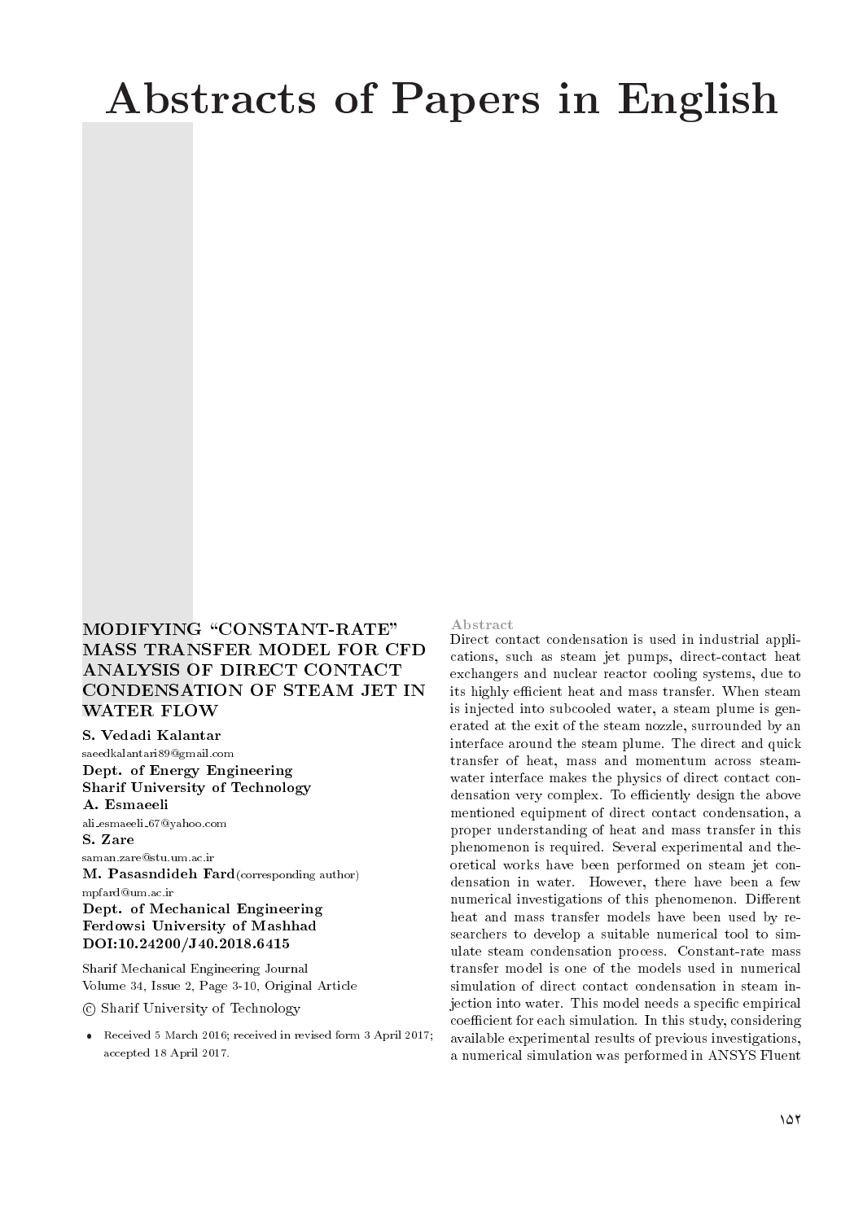# Abstracts of Papers in English

## MODIFYING "CONSTANT-RATE" MASS TRANSFER MODEL FOR CFD ANALYSIS OF DIRECT CONTACT CONDENSATION OF STEAM JET IN WATER FLOW

**S. Vedadi Kalantar**
saeedkalantari89@gmail.com
**Dept. of Energy Engineering**
**Sharif University of Technology**
**A. Esmaeeli**
ali_esmaeeli_67@yahoo.com
**S. Zare**
saman.zare@stu.um.ac.ir
**M. Pasasndideh Fard** (corresponding author)
mpfard@um.ac.ir
**Dept. of Mechanical Engineering**
**Ferdowsi University of Mashhad**
**DOI:10.24200/J40.2018.6415**

Sharif Mechanical Engineering Journal
Volume 34, Issue 2, Page 3-10, Original Article

© Sharif University of Technology

- Received 5 March 2016; received in revised form 3 April 2017; accepted 18 April 2017.

### Abstract

Direct contact condensation is used in industrial applications, such as steam jet pumps, direct-contact heat exchangers and nuclear reactor cooling systems, due to its highly efficient heat and mass transfer. When steam is injected into subcooled water, a steam plume is generated at the exit of the steam nozzle, surrounded by an interface around the steam plume. The direct and quick transfer of heat, mass and momentum across steam-water interface makes the physics of direct contact condensation very complex. To efficiently design the above mentioned equipment of direct contact condensation, a proper understanding of heat and mass transfer in this phenomenon is required. Several experimental and theoretical works have been performed on steam jet condensation in water. However, there have been a few numerical investigations of this phenomenon. Different heat and mass transfer models have been used by researchers to develop a suitable numerical tool to simulate steam condensation process. Constant-rate mass transfer model is one of the models used in numerical simulation of direct contact condensation in steam injection into water. This model needs a specific empirical coefficient for each simulation. In this study, considering available experimental results of previous investigations, a numerical simulation was performed in ANSYS Fluent